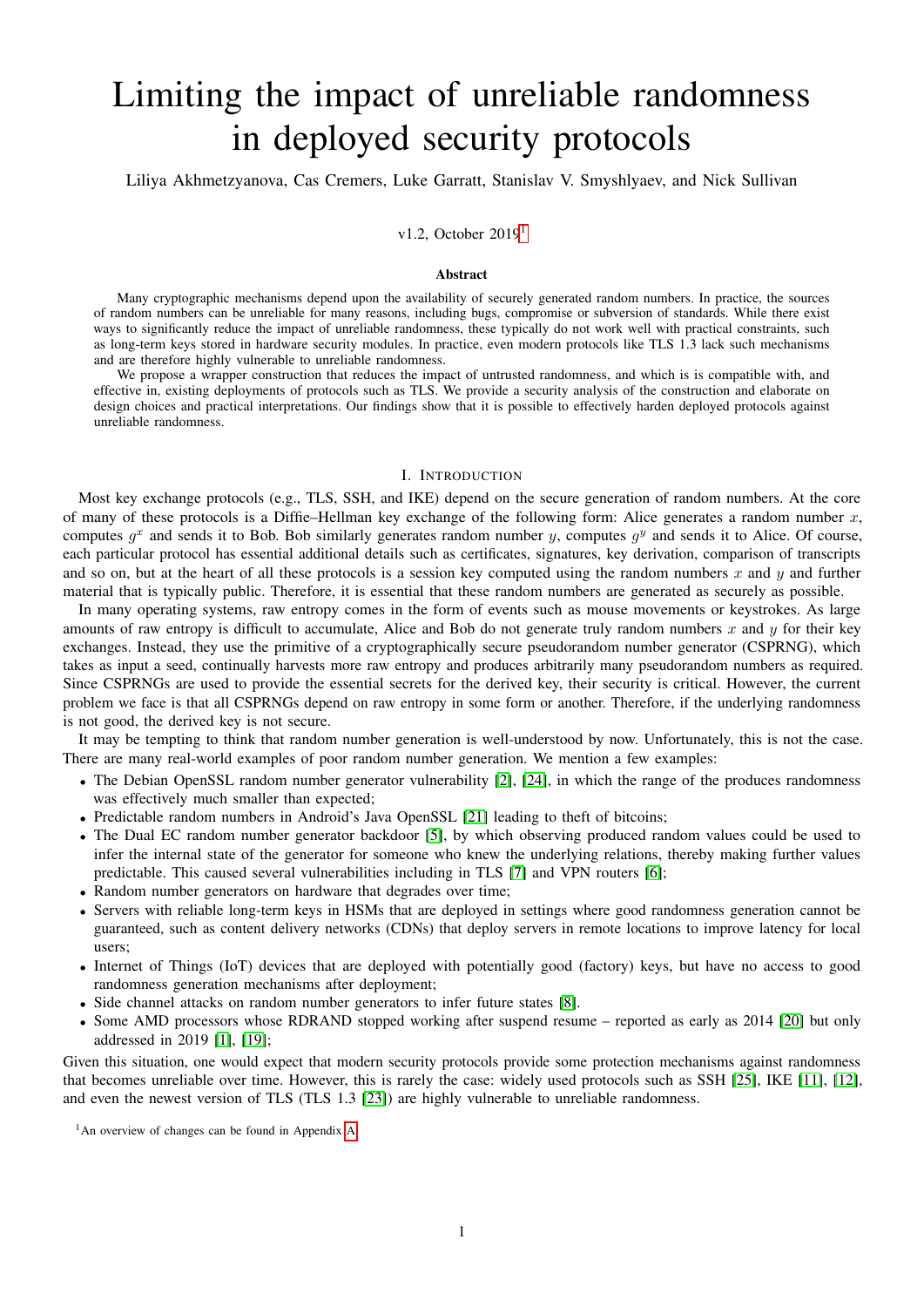# Limiting the impact of unreliable randomness in deployed security protocols

Liliya Akhmetzyanova, Cas Cremers, Luke Garratt, Stanislav V. Smyshlyaev, and Nick Sullivan

v1.2, October 2019[1]

### Abstract

Many cryptographic mechanisms depend upon the availability of securely generated random numbers. In practice, the sources of random numbers can be unreliable for many reasons, including bugs, compromise or subversion of standards. While there exist ways to significantly reduce the impact of unreliable randomness, these typically do not work well with practical constraints, such as long-term keys stored in hardware security modules. In practice, even modern protocols like TLS 1.3 lack such mechanisms and are therefore highly vulnerable to unreliable randomness.

We propose a wrapper construction that reduces the impact of untrusted randomness, and which is compatible with, and effective in, existing deployments of protocols such as TLS. We provide a security analysis of the construction and elaborate on design choices and practical interpretations. Our findings show that it is possible to effectively harden deployed protocols against unreliable randomness.

## I. Introduction

Most key exchange protocols (e.g., TLS, SSH, and IKE) depend on the secure generation of random numbers. At the core of many of these protocols is a Diffie–Hellman key exchange of the following form: Alice generates a random number $x$, computes $g^x$ and sends it to Bob. Bob similarly generates random number $y$, computes $g^y$ and sends it to Alice. Of course, each particular protocol has essential additional details such as certificates, signatures, key derivation, comparison of transcripts and so on, but at the heart of all these protocols is a session key computed using the random numbers $x$ and $y$ and further material that is typically public. Therefore, it is essential that these random numbers are generated as securely as possible.

In many operating systems, raw entropy comes in the form of events such as mouse movements or keystrokes. As large amounts of raw entropy is difficult to accumulate, Alice and Bob do not generate truly random numbers $x$ and $y$ for their key exchanges. Instead, they use the primitive of a cryptographically secure pseudorandom number generator (CSPRNG), which takes as input a seed, continually harvests more raw entropy and produces arbitrarily many pseudorandom numbers as required. Since CSPRNGs are used to provide the essential secrets for the derived key, their security is critical. However, the current problem we face is that all CSPRNGs depend on raw entropy in some form or another. Therefore, if the underlying randomness is not good, the derived key is not secure.

It may be tempting to think that random number generation is well-understood by now. Unfortunately, this is not the case. There are many real-world examples of poor random number generation. We mention a few examples:

- The Debian OpenSSL random number generator vulnerability [2], [24], in which the range of the produces randomness was effectively much smaller than expected;
- Predictable random numbers in Android's Java OpenSSL [21] leading to theft of bitcoins;
- The Dual EC random number generator backdoor [5], by which observing produced random values could be used to infer the internal state of the generator for someone who knew the underlying relations, thereby making further values predictable. This caused several vulnerabilities including in TLS [7] and VPN routers [6];
- Random number generators on hardware that degrades over time;
- Servers with reliable long-term keys in HSMs that are deployed in settings where good randomness generation cannot be guaranteed, such as content delivery networks (CDNs) that deploy servers in remote locations to improve latency for local users;
- Internet of Things (IoT) devices that are deployed with potentially good (factory) keys, but have no access to good randomness generation mechanisms after deployment;
- Side channel attacks on random number generators to infer future states [8].
- Some AMD processors whose RDRAND stopped working after suspend resume – reported as early as 2014 [20] but only addressed in 2019 [1], [19];

Given this situation, one would expect that modern security protocols provide some protection mechanisms against randomness that becomes unreliable over time. However, this is rarely the case: widely used protocols such as SSH [25], IKE [11], [12], and even the newest version of TLS (TLS 1.3 [23]) are highly vulnerable to unreliable randomness.

[1] An overview of changes can be found in Appendix A.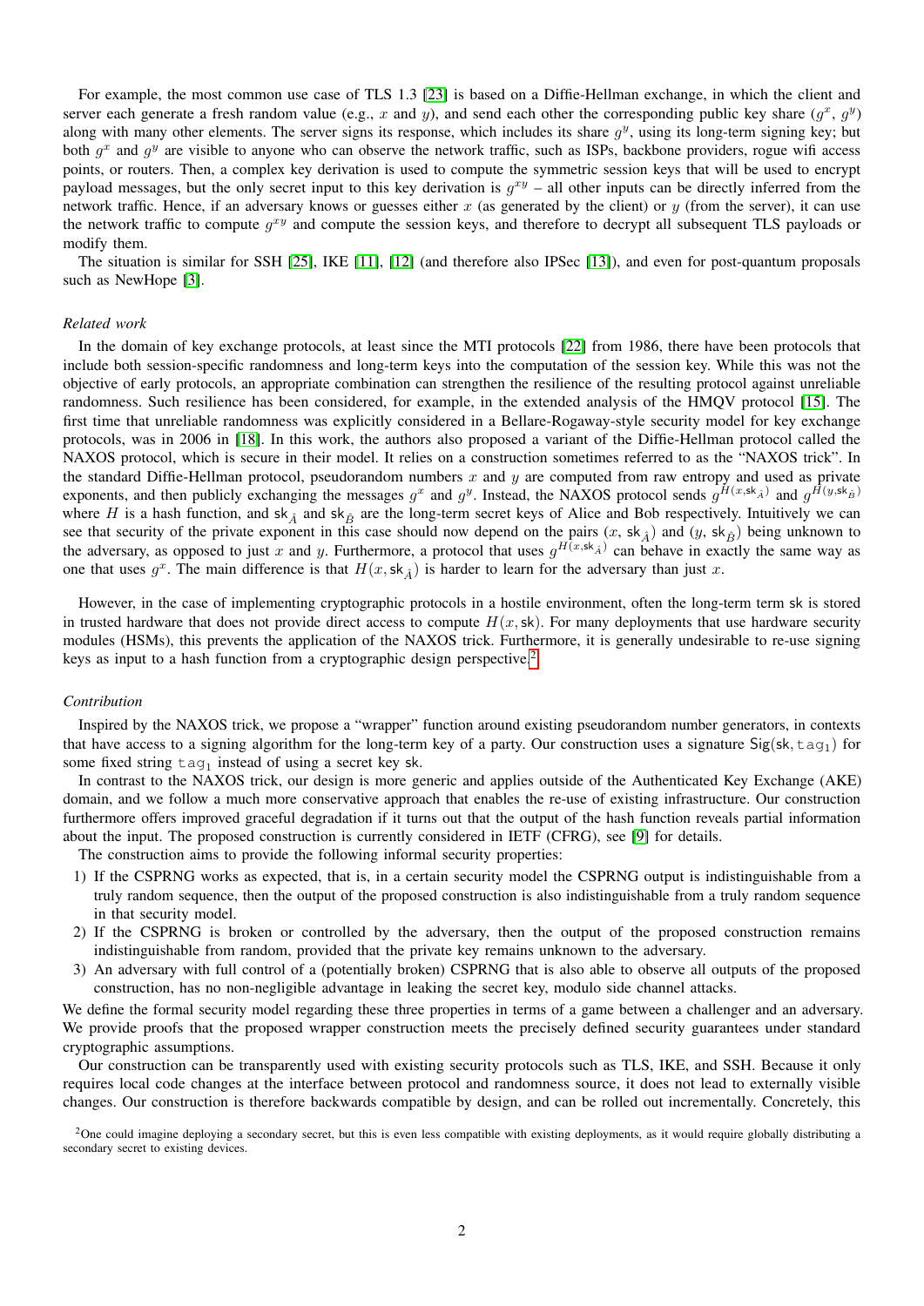For example, the most common use case of TLS 1.3 [23] is based on a Diffie-Hellman exchange, in which the client and server each generate a fresh random value (e.g., $x$ and $y$), and send each other the corresponding public key share ($g^x$, $g^y$) along with many other elements. The server signs its response, which includes its share $g^y$, using its long-term signing key; but both $g^x$ and $g^y$ are visible to anyone who can observe the network traffic, such as ISPs, backbone providers, rogue wifi access points, or routers. Then, a complex key derivation is used to compute the symmetric session keys that will be used to encrypt payload messages, but the only secret input to this key derivation is $g^{xy}$ – all other inputs can be directly inferred from the network traffic. Hence, if an adversary knows or guesses either $x$ (as generated by the client) or $y$ (from the server), it can use the network traffic to compute $g^{xy}$ and compute the session keys, and therefore to decrypt all subsequent TLS payloads or modify them.

The situation is similar for SSH [25], IKE [11], [12] (and therefore also IPSec [13]), and even for post-quantum proposals such as NewHope [3].

*Related work*

In the domain of key exchange protocols, at least since the MTI protocols [22] from 1986, there have been protocols that include both session-specific randomness and long-term keys into the computation of the session key. While this was not the objective of early protocols, an appropriate combination can strengthen the resilience of the resulting protocol against unreliable randomness. Such resilience has been considered, for example, in the extended analysis of the HMQV protocol [15]. The first time that unreliable randomness was explicitly considered in a Bellare-Rogaway-style security model for key exchange protocols, was in 2006 in [18]. In this work, the authors also proposed a variant of the Diffie-Hellman protocol called the NAXOS protocol, which is secure in their model. It relies on a construction sometimes referred to as the "NAXOS trick". In the standard Diffie-Hellman protocol, pseudorandom numbers $x$ and $y$ are computed from raw entropy and used as private exponents, and then publicly exchanging the messages $g^x$ and $g^y$. Instead, the NAXOS protocol sends $g^{H(x,\mathsf{sk}_{\hat{A}})}$ and $g^{H(y,\mathsf{sk}_{\hat{B}})}$ where $H$ is a hash function, and $\mathsf{sk}_{\hat{A}}$ and $\mathsf{sk}_{\hat{B}}$ are the long-term secret keys of Alice and Bob respectively. Intuitively we can see that security of the private exponent in this case should now depend on the pairs ($x$, $\mathsf{sk}_{\hat{A}}$) and ($y$, $\mathsf{sk}_{\hat{B}}$) being unknown to the adversary, as opposed to just $x$ and $y$. Furthermore, a protocol that uses $g^{H(x,\mathsf{sk}_{\hat{A}})}$ can behave in exactly the same way as one that uses $g^x$. The main difference is that $H(x, \mathsf{sk}_{\hat{A}})$ is harder to learn for the adversary than just $x$.

However, in the case of implementing cryptographic protocols in a hostile environment, often the long-term term sk is stored in trusted hardware that does not provide direct access to compute $H(x, \mathsf{sk})$. For many deployments that use hardware security modules (HSMs), this prevents the application of the NAXOS trick. Furthermore, it is generally undesirable to re-use signing keys as input to a hash function from a cryptographic design perspective.[2]

*Contribution*

Inspired by the NAXOS trick, we propose a "wrapper" function around existing pseudorandom number generators, in contexts that have access to a signing algorithm for the long-term key of a party. Our construction uses a signature $\mathsf{Sig}(\mathsf{sk}, \mathtt{tag}_1)$ for some fixed string $\mathtt{tag}_1$ instead of using a secret key sk.

In contrast to the NAXOS trick, our design is more generic and applies outside of the Authenticated Key Exchange (AKE) domain, and we follow a much more conservative approach that enables the re-use of existing infrastructure. Our construction furthermore offers improved graceful degradation if it turns out that the output of the hash function reveals partial information about the input. The proposed construction is currently considered in IETF (CFRG), see [9] for details.

The construction aims to provide the following informal security properties:

1) If the CSPRNG works as expected, that is, in a certain security model the CSPRNG output is indistinguishable from a truly random sequence, then the output of the proposed construction is also indistinguishable from a truly random sequence in that security model.
2) If the CSPRNG is broken or controlled by the adversary, then the output of the proposed construction remains indistinguishable from random, provided that the private key remains unknown to the adversary.
3) An adversary with full control of a (potentially broken) CSPRNG that is also able to observe all outputs of the proposed construction, has no non-negligible advantage in leaking the secret key, modulo side channel attacks.

We define the formal security model regarding these three properties in terms of a game between a challenger and an adversary. We provide proofs that the proposed wrapper construction meets the precisely defined security guarantees under standard cryptographic assumptions.

Our construction can be transparently used with existing security protocols such as TLS, IKE, and SSH. Because it only requires local code changes at the interface between protocol and randomness source, it does not lead to externally visible changes. Our construction is therefore backwards compatible by design, and can be rolled out incrementally. Concretely, this

[2] One could imagine deploying a secondary secret, but this is even less compatible with existing deployments, as it would require globally distributing a secondary secret to existing devices.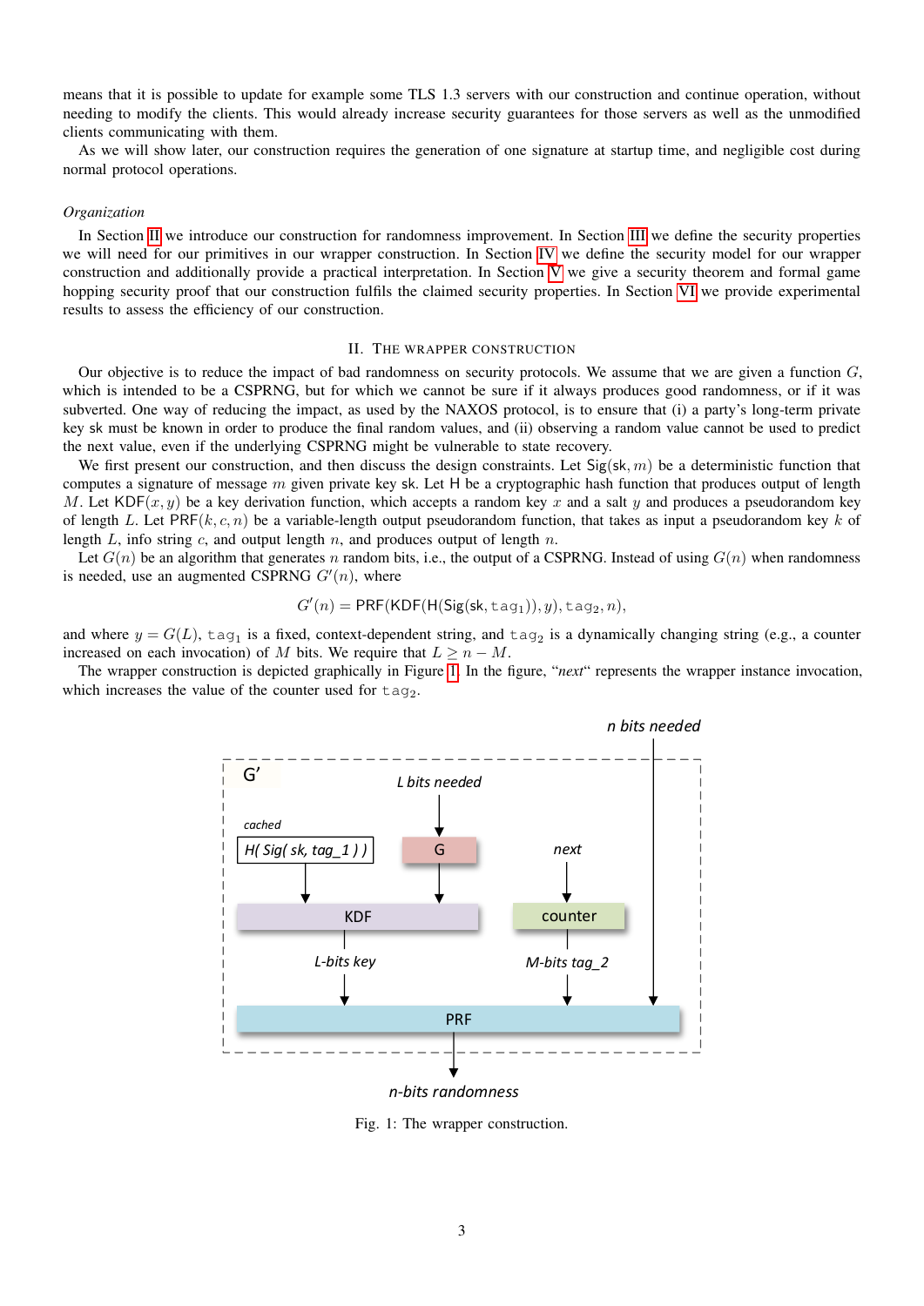means that it is possible to update for example some TLS 1.3 servers with our construction and continue operation, without needing to modify the clients. This would already increase security guarantees for those servers as well as the unmodified clients communicating with them.

As we will show later, our construction requires the generation of one signature at startup time, and negligible cost during normal protocol operations.

*Organization*

In Section II we introduce our construction for randomness improvement. In Section III we define the security properties we will need for our primitives in our wrapper construction. In Section IV we define the security model for our wrapper construction and additionally provide a practical interpretation. In Section V we give a security theorem and formal game hopping security proof that our construction fulfils the claimed security properties. In Section VI we provide experimental results to assess the efficiency of our construction.

## II. The Wrapper Construction

Our objective is to reduce the impact of bad randomness on security protocols. We assume that we are given a function $G$, which is intended to be a CSPRNG, but for which we cannot be sure if it always produces good randomness, or if it was subverted. One way of reducing the impact, as used by the NAXOS protocol, is to ensure that (i) a party's long-term private key $\mathsf{sk}$ must be known in order to produce the final random values, and (ii) observing a random value cannot be used to predict the next value, even if the underlying CSPRNG might be vulnerable to state recovery.

We first present our construction, and then discuss the design constraints. Let $\mathsf{Sig}(\mathsf{sk}, m)$ be a deterministic function that computes a signature of message $m$ given private key $\mathsf{sk}$. Let $\mathsf{H}$ be a cryptographic hash function that produces output of length $M$. Let $\mathsf{KDF}(x, y)$ be a key derivation function, which accepts a random key $x$ and a salt $y$ and produces a pseudorandom key of length $L$. Let $\mathsf{PRF}(k, c, n)$ be a variable-length output pseudorandom function, that takes as input a pseudorandom key $k$ of length $L$, info string $c$, and output length $n$, and produces output of length $n$.

Let $G(n)$ be an algorithm that generates $n$ random bits, i.e., the output of a CSPRNG. Instead of using $G(n)$ when randomness is needed, use an augmented CSPRNG $G'(n)$, where

$$G'(n) = \mathsf{PRF}(\mathsf{KDF}(\mathsf{H}(\mathsf{Sig}(\mathsf{sk}, \mathtt{tag}_1)), y), \mathtt{tag}_2, n),$$

and where $y = G(L)$, $\mathtt{tag}_1$ is a fixed, context-dependent string, and $\mathtt{tag}_2$ is a dynamically changing string (e.g., a counter increased on each invocation) of $M$ bits. We require that $L \geq n - M$.

The wrapper construction is depicted graphically in Figure 1. In the figure, "*next*" represents the wrapper instance invocation, which increases the value of the counter used for $\mathtt{tag}_2$.

Fig. 1: The wrapper construction.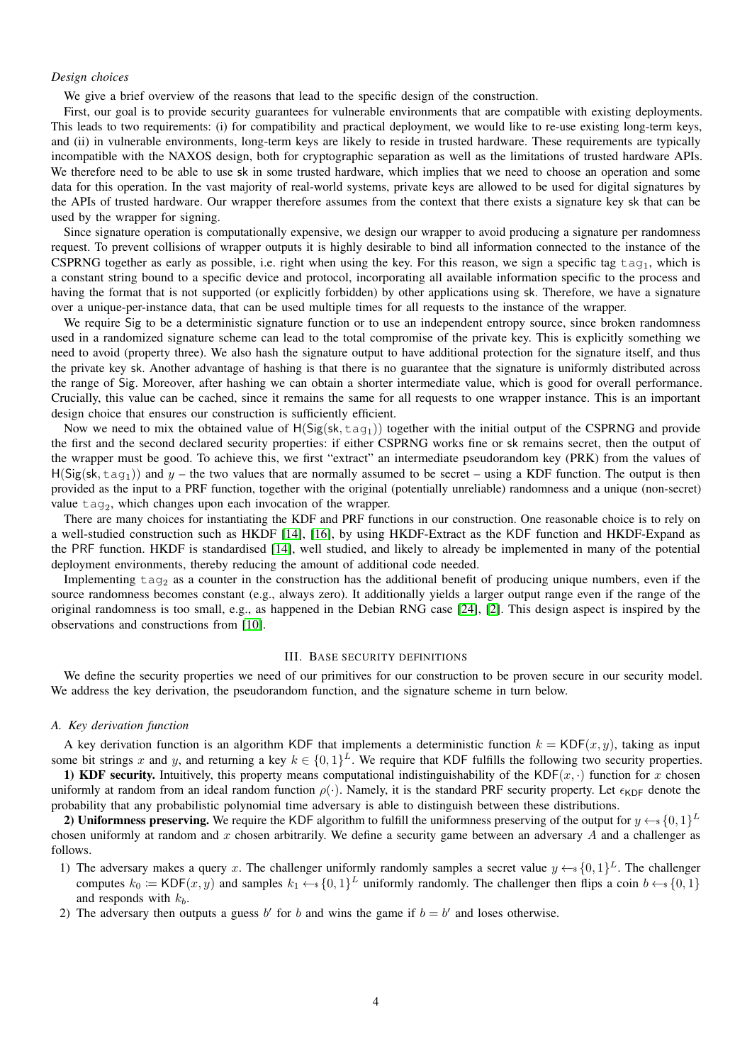*Design choices*

We give a brief overview of the reasons that lead to the specific design of the construction.

First, our goal is to provide security guarantees for vulnerable environments that are compatible with existing deployments. This leads to two requirements: (i) for compatibility and practical deployment, we would like to re-use existing long-term keys, and (ii) in vulnerable environments, long-term keys are likely to reside in trusted hardware. These requirements are typically incompatible with the NAXOS design, both for cryptographic separation as well as the limitations of trusted hardware APIs. We therefore need to be able to use $\mathsf{sk}$ in some trusted hardware, which implies that we need to choose an operation and some data for this operation. In the vast majority of real-world systems, private keys are allowed to be used for digital signatures by the APIs of trusted hardware. Our wrapper therefore assumes from the context that there exists a signature key $\mathsf{sk}$ that can be used by the wrapper for signing.

Since signature operation is computationally expensive, we design our wrapper to avoid producing a signature per randomness request. To prevent collisions of wrapper outputs it is highly desirable to bind all information connected to the instance of the CSPRNG together as early as possible, i.e. right when using the key. For this reason, we sign a specific tag $\mathtt{tag}_1$, which is a constant string bound to a specific device and protocol, incorporating all available information specific to the process and having the format that is not supported (or explicitly forbidden) by other applications using $\mathsf{sk}$. Therefore, we have a signature over a unique-per-instance data, that can be used multiple times for all requests to the instance of the wrapper.

We require $\mathsf{Sig}$ to be a deterministic signature function or to use an independent entropy source, since broken randomness used in a randomized signature scheme can lead to the total compromise of the private key. This is explicitly something we need to avoid (property three). We also hash the signature output to have additional protection for the signature itself, and thus the private key $\mathsf{sk}$. Another advantage of hashing is that there is no guarantee that the signature is uniformly distributed across the range of $\mathsf{Sig}$. Moreover, after hashing we can obtain a shorter intermediate value, which is good for overall performance. Crucially, this value can be cached, since it remains the same for all requests to one wrapper instance. This is an important design choice that ensures our construction is sufficiently efficient.

Now we need to mix the obtained value of $\mathsf{H}(\mathsf{Sig}(\mathsf{sk}, \mathtt{tag}_1))$ together with the initial output of the CSPRNG and provide the first and the second declared security properties: if either CSPRNG works fine or $\mathsf{sk}$ remains secret, then the output of the wrapper must be good. To achieve this, we first "extract" an intermediate pseudorandom key (PRK) from the values of $\mathsf{H}(\mathsf{Sig}(\mathsf{sk}, \mathtt{tag}_1))$ and $y$ – the two values that are normally assumed to be secret – using a KDF function. The output is then provided as the input to a PRF function, together with the original (potentially unreliable) randomness and a unique (non-secret) value $\mathtt{tag}_2$, which changes upon each invocation of the wrapper.

There are many choices for instantiating the KDF and PRF functions in our construction. One reasonable choice is to rely on a well-studied construction such as HKDF [14], [16], by using HKDF-Extract as the KDF function and HKDF-Expand as the PRF function. HKDF is standardised [14], well studied, and likely to already be implemented in many of the potential deployment environments, thereby reducing the amount of additional code needed.

Implementing $\mathtt{tag}_2$ as a counter in the construction has the additional benefit of producing unique numbers, even if the source randomness becomes constant (e.g., always zero). It additionally yields a larger output range even if the range of the original randomness is too small, e.g., as happened in the Debian RNG case [24], [2]. This design aspect is inspired by the observations and constructions from [10].

## III. Base security definitions

We define the security properties we need of our primitives for our construction to be proven secure in our security model. We address the key derivation, the pseudorandom function, and the signature scheme in turn below.

### A. Key derivation function

A key derivation function is an algorithm KDF that implements a deterministic function $k = \mathsf{KDF}(x, y)$, taking as input some bit strings $x$ and $y$, and returning a key $k \in \{0,1\}^L$. We require that KDF fulfills the following two security properties.

**1) KDF security.** Intuitively, this property means computational indistinguishability of the $\mathsf{KDF}(x, \cdot)$ function for $x$ chosen uniformly at random from an ideal random function $\rho(\cdot)$. Namely, it is the standard PRF security property. Let $\epsilon_{\mathsf{KDF}}$ denote the probability that any probabilistic polynomial time adversary is able to distinguish between these distributions.

**2) Uniformness preserving.** We require the KDF algorithm to fulfill the uniformness preserving of the output for $y \leftarrow\!\!\$\, \{0,1\}^L$ chosen uniformly at random and $x$ chosen arbitrarily. We define a security game between an adversary $A$ and a challenger as follows.

1) The adversary makes a query $x$. The challenger uniformly randomly samples a secret value $y \leftarrow\!\!\$\, \{0,1\}^L$. The challenger computes $k_0 \coloneqq \mathsf{KDF}(x, y)$ and samples $k_1 \leftarrow\!\!\$\, \{0,1\}^L$ uniformly randomly. The challenger then flips a coin $b \leftarrow\!\!\$\, \{0,1\}$ and responds with $k_b$.
2) The adversary then outputs a guess $b'$ for $b$ and wins the game if $b = b'$ and loses otherwise.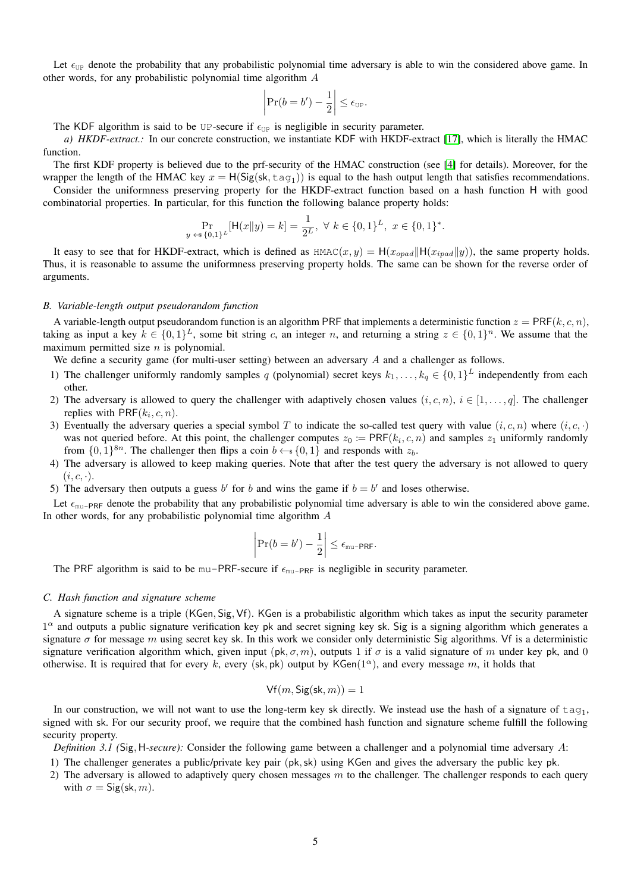Let $\epsilon_{\texttt{UP}}$ denote the probability that any probabilistic polynomial time adversary is able to win the considered above game. In other words, for any probabilistic polynomial time algorithm $A$

$$\left|\Pr(b = b') - \frac{1}{2}\right| \leq \epsilon_{\texttt{UP}}.$$

The KDF algorithm is said to be UP-secure if $\epsilon_{\texttt{UP}}$ is negligible in security parameter.

*a) HKDF-extract.:* In our concrete construction, we instantiate KDF with HKDF-extract [17], which is literally the HMAC function.

The first KDF property is believed due to the prf-security of the HMAC construction (see [4] for details). Moreover, for the wrapper the length of the HMAC key $x = \mathsf{H}(\mathsf{Sig}(\mathsf{sk}, \texttt{tag}_1))$ is equal to the hash output length that satisfies recommendations.

Consider the uniformness preserving property for the HKDF-extract function based on a hash function H with good combinatorial properties. In particular, for this function the following balance property holds:

$$\Pr_{y \leftarrow\!\!\$ \{0,1\}^L}[\mathsf{H}(x\|y) = k] = \frac{1}{2^L}, \ \forall\ k \in \{0,1\}^L,\ x \in \{0,1\}^*.$$

It easy to see that for HKDF-extract, which is defined as $\texttt{HMAC}(x, y) = \mathsf{H}(x_{opad}\|\mathsf{H}(x_{ipad}\|y))$, the same property holds. Thus, it is reasonable to assume the uniformness preserving property holds. The same can be shown for the reverse order of arguments.

### B. Variable-length output pseudorandom function

A variable-length output pseudorandom function is an algorithm PRF that implements a deterministic function $z = \mathsf{PRF}(k, c, n)$, taking as input a key $k \in \{0,1\}^L$, some bit string $c$, an integer $n$, and returning a string $z \in \{0,1\}^n$. We assume that the maximum permitted size $n$ is polynomial.

We define a security game (for multi-user setting) between an adversary $A$ and a challenger as follows.

1) The challenger uniformly randomly samples $q$ (polynomial) secret keys $k_1, \dots, k_q \in \{0,1\}^L$ independently from each other.
2) The adversary is allowed to query the challenger with adaptively chosen values $(i, c, n)$, $i \in [1, \dots, q]$. The challenger replies with $\mathsf{PRF}(k_i, c, n)$.
3) Eventually the adversary queries a special symbol $T$ to indicate the so-called test query with value $(i, c, n)$ where $(i, c, \cdot)$ was not queried before. At this point, the challenger computes $z_0 := \mathsf{PRF}(k_i, c, n)$ and samples $z_1$ uniformly randomly from $\{0,1\}^{8n}$. The challenger then flips a coin $b \leftarrow\!\!\$ \{0,1\}$ and responds with $z_b$.
4) The adversary is allowed to keep making queries. Note that after the test query the adversary is not allowed to query $(i, c, \cdot)$.
5) The adversary then outputs a guess $b'$ for $b$ and wins the game if $b = b'$ and loses otherwise.

Let $\epsilon_{\texttt{mu-PRF}}$ denote the probability that any probabilistic polynomial time adversary is able to win the considered above game. In other words, for any probabilistic polynomial time algorithm $A$

$$\left|\Pr(b = b') - \frac{1}{2}\right| \leq \epsilon_{\texttt{mu-PRF}}.$$

The PRF algorithm is said to be mu-PRF-secure if $\epsilon_{\texttt{mu-PRF}}$ is negligible in security parameter.

### C. Hash function and signature scheme

A signature scheme is a triple (KGen, Sig, Vf). KGen is a probabilistic algorithm which takes as input the security parameter $1^\alpha$ and outputs a public signature verification key pk and secret signing key sk. Sig is a signing algorithm which generates a signature $\sigma$ for message $m$ using secret key sk. In this work we consider only deterministic Sig algorithms. Vf is a deterministic signature verification algorithm which, given input $(\mathsf{pk}, \sigma, m)$, outputs 1 if $\sigma$ is a valid signature of $m$ under key pk, and 0 otherwise. It is required that for every $k$, every $(\mathsf{sk}, \mathsf{pk})$ output by $\mathsf{KGen}(1^\alpha)$, and every message $m$, it holds that

$$\mathsf{Vf}(m, \mathsf{Sig}(\mathsf{sk}, m)) = 1$$

In our construction, we will not want to use the long-term key sk directly. We instead use the hash of a signature of $\texttt{tag}_1$, signed with sk. For our security proof, we require that the combined hash function and signature scheme fulfill the following security property.

*Definition 3.1 (*Sig, H*-secure):* Consider the following game between a challenger and a polynomial time adversary $A$:

1) The challenger generates a public/private key pair $(\mathsf{pk}, \mathsf{sk})$ using KGen and gives the adversary the public key pk.
2) The adversary is allowed to adaptively query chosen messages $m$ to the challenger. The challenger responds to each query with $\sigma = \mathsf{Sig}(\mathsf{sk}, m)$.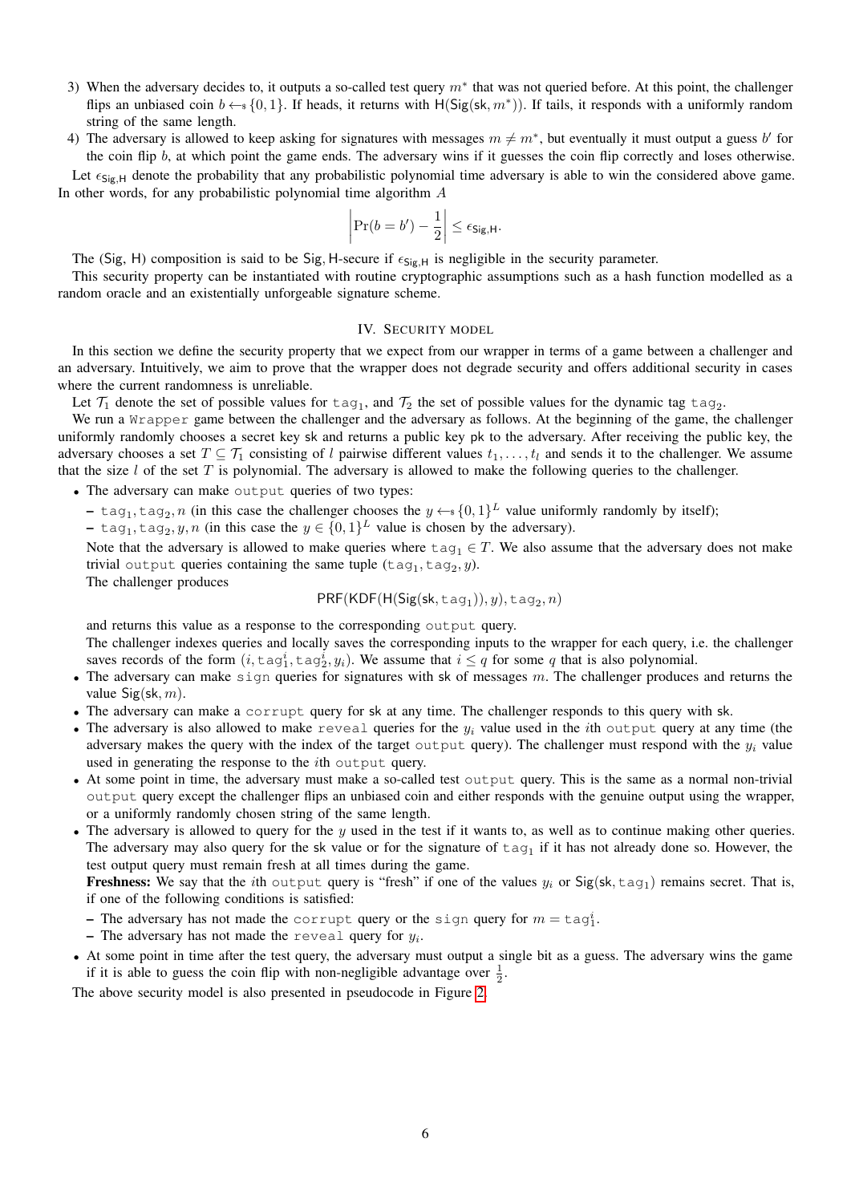3) When the adversary decides to, it outputs a so-called test query $m^*$ that was not queried before. At this point, the challenger flips an unbiased coin $b \leftarrow\!\!\$ \{0, 1\}$. If heads, it returns with $\mathsf{H}(\mathsf{Sig}(\mathsf{sk}, m^*))$. If tails, it responds with a uniformly random string of the same length.
4) The adversary is allowed to keep asking for signatures with messages $m \neq m^*$, but eventually it must output a guess $b'$ for the coin flip $b$, at which point the game ends. The adversary wins if it guesses the coin flip correctly and loses otherwise.

Let $\epsilon_{\mathsf{Sig},\mathsf{H}}$ denote the probability that any probabilistic polynomial time adversary is able to win the considered above game. In other words, for any probabilistic polynomial time algorithm $A$

$$\left|\Pr(b = b') - \frac{1}{2}\right| \leq \epsilon_{\mathsf{Sig},\mathsf{H}}.$$

The (Sig, H) composition is said to be Sig, H-secure if $\epsilon_{\mathsf{Sig},\mathsf{H}}$ is negligible in the security parameter.

This security property can be instantiated with routine cryptographic assumptions such as a hash function modelled as a random oracle and an existentially unforgeable signature scheme.

## IV. Security model

In this section we define the security property that we expect from our wrapper in terms of a game between a challenger and an adversary. Intuitively, we aim to prove that the wrapper does not degrade security and offers additional security in cases where the current randomness is unreliable.

Let $\mathcal{T}_1$ denote the set of possible values for $\mathtt{tag}_1$, and $\mathcal{T}_2$ the set of possible values for the dynamic tag $\mathtt{tag}_2$.

We run a `Wrapper` game between the challenger and the adversary as follows. At the beginning of the game, the challenger uniformly randomly chooses a secret key sk and returns a public key pk to the adversary. After receiving the public key, the adversary chooses a set $T \subseteq \mathcal{T}_1$ consisting of $l$ pairwise different values $t_1, \ldots, t_l$ and sends it to the challenger. We assume that the size $l$ of the set $T$ is polynomial. The adversary is allowed to make the following queries to the challenger.

- The adversary can make `output` queries of two types:
  - $\mathtt{tag}_1, \mathtt{tag}_2, n$ (in this case the challenger chooses the $y \leftarrow\!\!\$ \{0, 1\}^L$ value uniformly randomly by itself);
  - $\mathtt{tag}_1, \mathtt{tag}_2, y, n$ (in this case the $y \in \{0, 1\}^L$ value is chosen by the adversary).

  Note that the adversary is allowed to make queries where $\mathtt{tag}_1 \in T$. We also assume that the adversary does not make trivial `output` queries containing the same tuple $(\mathtt{tag}_1, \mathtt{tag}_2, y)$.

  The challenger produces

  $$\mathsf{PRF}(\mathsf{KDF}(\mathsf{H}(\mathsf{Sig}(\mathsf{sk}, \mathtt{tag}_1)), y), \mathtt{tag}_2, n)$$

  and returns this value as a response to the corresponding `output` query.

  The challenger indexes queries and locally saves the corresponding inputs to the wrapper for each query, i.e. the challenger saves records of the form $(i, \mathtt{tag}_1^i, \mathtt{tag}_2^i, y_i)$. We assume that $i \leq q$ for some $q$ that is also polynomial.
- The adversary can make `sign` queries for signatures with sk of messages $m$. The challenger produces and returns the value $\mathsf{Sig}(\mathsf{sk}, m)$.
- The adversary can make a `corrupt` query for sk at any time. The challenger responds to this query with sk.
- The adversary is also allowed to make `reveal` queries for the $y_i$ value used in the $i$th `output` query at any time (the adversary makes the query with the index of the target `output` query). The challenger must respond with the $y_i$ value used in generating the response to the $i$th `output` query.
- At some point in time, the adversary must make a so-called test `output` query. This is the same as a normal non-trivial `output` query except the challenger flips an unbiased coin and either responds with the genuine output using the wrapper, or a uniformly randomly chosen string of the same length.
- The adversary is allowed to query for the $y$ used in the test if it wants to, as well as to continue making other queries. The adversary may also query for the sk value or for the signature of $\mathtt{tag}_1$ if it has not already done so. However, the test output query must remain fresh at all times during the game.

  **Freshness:** We say that the $i$th `output` query is "fresh" if one of the values $y_i$ or $\mathsf{Sig}(\mathsf{sk}, \mathtt{tag}_1)$ remains secret. That is, if one of the following conditions is satisfied:
  - The adversary has not made the `corrupt` query or the `sign` query for $m = \mathtt{tag}_1^i$.
  - The adversary has not made the `reveal` query for $y_i$.
- At some point in time after the test query, the adversary must output a single bit as a guess. The adversary wins the game if it is able to guess the coin flip with non-negligible advantage over $\frac{1}{2}$.

The above security model is also presented in pseudocode in Figure 2.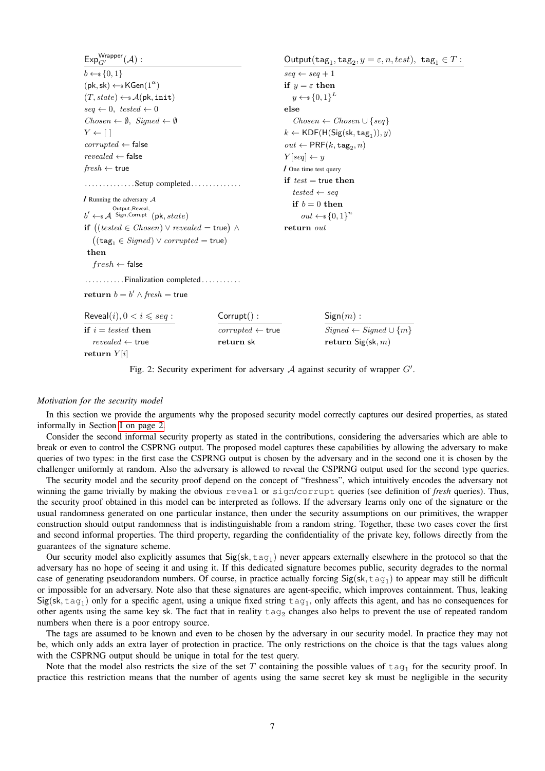```
Exp^{Wrapper}_{G'}(A):
  b <-$ {0,1}
  (pk, sk) <-$ KGen(1^α)
  (T, state) <-$ A(pk, init)
  seq <- 0, tested <- 0
  Chosen <- ∅, Signed <- ∅
  Y <- [ ]
  corrupted <- false
  revealed <- false
  fresh <- true
  ..............Setup completed..............
  / Running the adversary A
  b' <-$ A^{Output,Reveal,Sign,Corrupt}(pk, state)
  if ((tested ∈ Chosen) ∨ revealed = true) ∧
     ((tag_1 ∈ Signed) ∨ corrupted = true)
  then
     fresh <- false
  ...........Finalization completed...........
  return b = b' ∧ fresh = true

Output(tag_1, tag_2, y = ε, n, test), tag_1 ∈ T:
  seq <- seq + 1
  if y = ε then
     y <-$ {0,1}^L
  else
     Chosen <- Chosen ∪ {seq}
  k <- KDF(H(Sig(sk, tag_1)), y)
  out <- PRF(k, tag_2, n)
  Y[seq] <- y
  / One time test query
  if test = true then
     tested <- seq
     if b = 0 then
        out <-$ {0,1}^n
  return out

Reveal(i), 0 < i ⩽ seq:
  if i = tested then
     revealed <- true
  return Y[i]

Corrupt():
  corrupted <- true
  return sk

Sign(m):
  Signed <- Signed ∪ {m}
  return Sig(sk, m)
```

Fig. 2: Security experiment for adversary $\mathcal{A}$ against security of wrapper $G'$.

*Motivation for the security model*

In this section we provide the arguments why the proposed security model correctly captures our desired properties, as stated informally in Section I on page 2.

Consider the second informal security property as stated in the contributions, considering the adversaries which are able to break or even to control the CSPRNG output. The proposed model captures these capabilities by allowing the adversary to make queries of two types: in the first case the CSPRNG output is chosen by the adversary and in the second one it is chosen by the challenger uniformly at random. Also the adversary is allowed to reveal the CSPRNG output used for the second type queries.

The security model and the security proof depend on the concept of "freshness", which intuitively encodes the adversary not winning the game trivially by making the obvious reveal or sign/corrupt queries (see definition of *fresh* queries). Thus, the security proof obtained in this model can be interpreted as follows. If the adversary learns only one of the signature or the usual randomness generated on one particular instance, then under the security assumptions on our primitives, the wrapper construction should output randomness that is indistinguishable from a random string. Together, these two cases cover the first and second informal properties. The third property, regarding the confidentiality of the private key, follows directly from the guarantees of the signature scheme.

Our security model also explicitly assumes that $\mathsf{Sig}(\mathsf{sk}, \mathtt{tag}_1)$ never appears externally elsewhere in the protocol so that the adversary has no hope of seeing it and using it. If this dedicated signature becomes public, security degrades to the normal case of generating pseudorandom numbers. Of course, in practice actually forcing $\mathsf{Sig}(\mathsf{sk}, \mathtt{tag}_1)$ to appear may still be difficult or impossible for an adversary. Note also that these signatures are agent-specific, which improves containment. Thus, leaking $\mathsf{Sig}(\mathsf{sk}, \mathtt{tag}_1)$ only for a specific agent, using a unique fixed string $\mathtt{tag}_1$, only affects this agent, and has no consequences for other agents using the same key sk. The fact that in reality $\mathtt{tag}_2$ changes also helps to prevent the use of repeated random numbers when there is a poor entropy source.

The tags are assumed to be known and even to be chosen by the adversary in our security model. In practice they may not be, which only adds an extra layer of protection in practice. The only restrictions on the choice is that the tags values along with the CSPRNG output should be unique in total for the test query.

Note that the model also restricts the size of the set $T$ containing the possible values of $\mathtt{tag}_1$ for the security proof. In practice this restriction means that the number of agents using the same secret key sk must be negligible in the security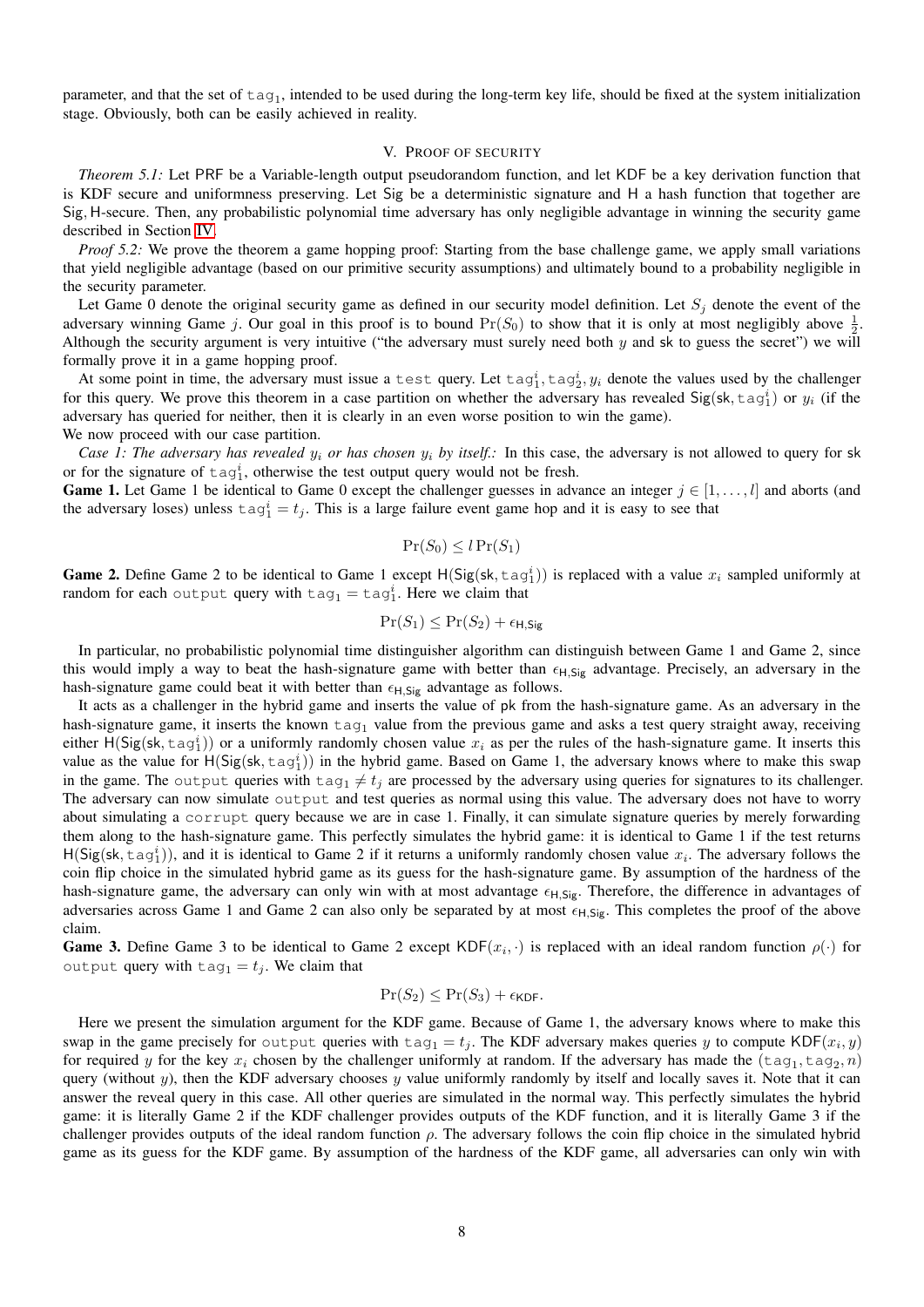parameter, and that the set of $\mathtt{tag}_1$, intended to be used during the long-term key life, should be fixed at the system initialization stage. Obviously, both can be easily achieved in reality.

## V. Proof of security

*Theorem 5.1:* Let PRF be a Variable-length output pseudorandom function, and let KDF be a key derivation function that is KDF secure and uniformness preserving. Let Sig be a deterministic signature and H a hash function that together are Sig, H-secure. Then, any probabilistic polynomial time adversary has only negligible advantage in winning the security game described in Section IV.

*Proof 5.2:* We prove the theorem a game hopping proof: Starting from the base challenge game, we apply small variations that yield negligible advantage (based on our primitive security assumptions) and ultimately bound to a probability negligible in the security parameter.

Let Game 0 denote the original security game as defined in our security model definition. Let $S_j$ denote the event of the adversary winning Game $j$. Our goal in this proof is to bound $\Pr(S_0)$ to show that it is only at most negligibly above $\frac{1}{2}$. Although the security argument is very intuitive ("the adversary must surely need both $y$ and sk to guess the secret") we will formally prove it in a game hopping proof.

At some point in time, the adversary must issue a test query. Let $\mathtt{tag}_1^i, \mathtt{tag}_2^i, y_i$ denote the values used by the challenger for this query. We prove this theorem in a case partition on whether the adversary has revealed $\mathsf{Sig}(\mathsf{sk}, \mathtt{tag}_1^i)$ or $y_i$ (if the adversary has queried for neither, then it is clearly in an even worse position to win the game).
We now proceed with our case partition.

*Case 1: The adversary has revealed $y_i$ or has chosen $y_i$ by itself.:* In this case, the adversary is not allowed to query for sk or for the signature of $\mathtt{tag}_1^i$, otherwise the test output query would not be fresh.

**Game 1.** Let Game 1 be identical to Game 0 except the challenger guesses in advance an integer $j \in [1, \ldots, l]$ and aborts (and the adversary loses) unless $\mathtt{tag}_1^i = t_j$. This is a large failure event game hop and it is easy to see that

$$\Pr(S_0) \leq l \Pr(S_1)$$

**Game 2.** Define Game 2 to be identical to Game 1 except $\mathsf{H}(\mathsf{Sig}(\mathsf{sk}, \mathtt{tag}_1^i))$ is replaced with a value $x_i$ sampled uniformly at random for each output query with $\mathtt{tag}_1 = \mathtt{tag}_1^i$. Here we claim that

$$\Pr(S_1) \leq \Pr(S_2) + \epsilon_{\mathsf{H},\mathsf{Sig}}$$

In particular, no probabilistic polynomial time distinguisher algorithm can distinguish between Game 1 and Game 2, since this would imply a way to beat the hash-signature game with better than $\epsilon_{\mathsf{H},\mathsf{Sig}}$ advantage. Precisely, an adversary in the hash-signature game could beat it with better than $\epsilon_{\mathsf{H},\mathsf{Sig}}$ advantage as follows.

It acts as a challenger in the hybrid game and inserts the value of pk from the hash-signature game. As an adversary in the hash-signature game, it inserts the known $\mathtt{tag}_1$ value from the previous game and asks a test query straight away, receiving either $\mathsf{H}(\mathsf{Sig}(\mathsf{sk}, \mathtt{tag}_1^i))$ or a uniformly randomly chosen value $x_i$ as per the rules of the hash-signature game. It inserts this value as the value for $\mathsf{H}(\mathsf{Sig}(\mathsf{sk}, \mathtt{tag}_1^i))$ in the hybrid game. Based on Game 1, the adversary knows where to make this swap in the game. The output queries with $\mathtt{tag}_1 \neq t_j$ are processed by the adversary using queries for signatures to its challenger. The adversary can now simulate output and test queries as normal using this value. The adversary does not have to worry about simulating a corrupt query because we are in case 1. Finally, it can simulate signature queries by merely forwarding them along to the hash-signature game. This perfectly simulates the hybrid game: it is identical to Game 1 if the test returns $\mathsf{H}(\mathsf{Sig}(\mathsf{sk}, \mathtt{tag}_1^i))$, and it is identical to Game 2 if it returns a uniformly randomly chosen value $x_i$. The adversary follows the coin flip choice in the simulated hybrid game as its guess for the hash-signature game. By assumption of the hardness of the hash-signature game, the adversary can only win with at most advantage $\epsilon_{\mathsf{H},\mathsf{Sig}}$. Therefore, the difference in advantages of adversaries across Game 1 and Game 2 can also only be separated by at most $\epsilon_{\mathsf{H},\mathsf{Sig}}$. This completes the proof of the above claim.

**Game 3.** Define Game 3 to be identical to Game 2 except $\mathsf{KDF}(x_i, \cdot)$ is replaced with an ideal random function $\rho(\cdot)$ for output query with $\mathtt{tag}_1 = t_j$. We claim that

$$\Pr(S_2) \leq \Pr(S_3) + \epsilon_{\mathsf{KDF}}.$$

Here we present the simulation argument for the KDF game. Because of Game 1, the adversary knows where to make this swap in the game precisely for output queries with $\mathtt{tag}_1 = t_j$. The KDF adversary makes queries $y$ to compute $\mathsf{KDF}(x_i, y)$ for required $y$ for the key $x_i$ chosen by the challenger uniformly at random. If the adversary has made the $(\mathtt{tag}_1, \mathtt{tag}_2, n)$ query (without $y$), then the KDF adversary chooses $y$ value uniformly randomly by itself and locally saves it. Note that it can answer the reveal query in this case. All other queries are simulated in the normal way. This perfectly simulates the hybrid game: it is literally Game 2 if the KDF challenger provides outputs of the KDF function, and it is literally Game 3 if the challenger provides outputs of the ideal random function $\rho$. The adversary follows the coin flip choice in the simulated hybrid game as its guess for the KDF game. By assumption of the hardness of the KDF game, all adversaries can only win with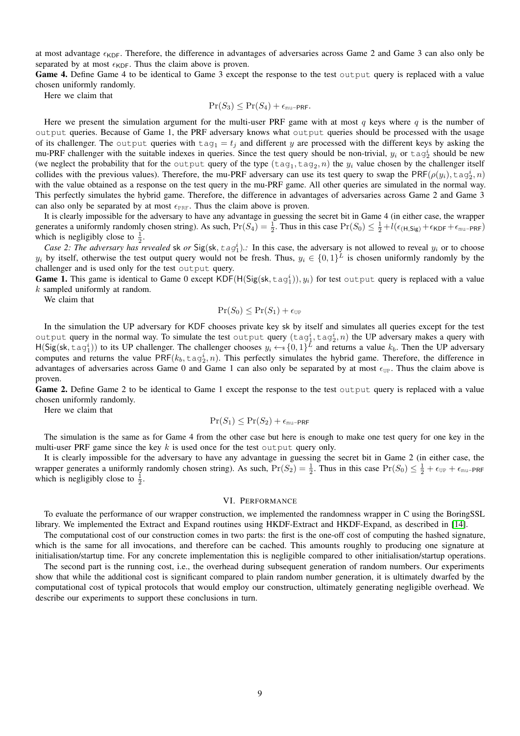at most advantage $\epsilon_{\mathsf{KDF}}$. Therefore, the difference in advantages of adversaries across Game 2 and Game 3 can also only be separated by at most $\epsilon_{\mathsf{KDF}}$. Thus the claim above is proven.

**Game 4.** Define Game 4 to be identical to Game 3 except the response to the test output query is replaced with a value chosen uniformly randomly.

Here we claim that

$$\Pr(S_3) \leq \Pr(S_4) + \epsilon_{\text{mu-PRF}}.$$

Here we present the simulation argument for the multi-user PRF game with at most $q$ keys where $q$ is the number of output queries. Because of Game 1, the PRF adversary knows what output queries should be processed with the usage of its challenger. The output queries with $\mathtt{tag}_1 = t_j$ and different $y$ are processed with the different keys by asking the mu-PRF challenger with the suitable indexes in queries. Since the test query should be non-trivial, $y_i$ or $\mathtt{tag}_2^i$ should be new (we neglect the probability that for the output query of the type $(\mathtt{tag}_1, \mathtt{tag}_2, n)$ the $y_i$ value chosen by the challenger itself collides with the previous values). Therefore, the mu-PRF adversary can use its test query to swap the $\mathsf{PRF}(\rho(y_i), \mathtt{tag}_2^i, n)$ with the value obtained as a response on the test query in the mu-PRF game. All other queries are simulated in the normal way. This perfectly simulates the hybrid game. Therefore, the difference in advantages of adversaries across Game 2 and Game 3 can also only be separated by at most $\epsilon_{\text{PRF}}$. Thus the claim above is proven.

It is clearly impossible for the adversary to have any advantage in guessing the secret bit in Game 4 (in either case, the wrapper generates a uniformly randomly chosen string). As such, $\Pr(S_4) = \frac{1}{2}$. Thus in this case $\Pr(S_0) \leq \frac{1}{2} + l(\epsilon_{(\mathsf{H},\mathsf{Sig})} + \epsilon_{\mathsf{KDF}} + \epsilon_{\text{mu-PRF}})$ which is negligibly close to $\frac{1}{2}$.

*Case 2: The adversary has revealed* $\mathsf{sk}$ *or* $\mathsf{Sig}(\mathsf{sk}, tag_1^i)$*.:* In this case, the adversary is not allowed to reveal $y_i$ or to choose $y_i$ by itself, otherwise the test output query would not be fresh. Thus, $y_i \in \{0,1\}^L$ is chosen uniformly randomly by the challenger and is used only for the test output query.

**Game 1.** This game is identical to Game 0 except $\mathsf{KDF}(\mathsf{H}(\mathsf{Sig}(\mathsf{sk}, \mathtt{tag}_1^i)), y_i)$ for test output query is replaced with a value $k$ sampled uniformly at random.

We claim that

$$\Pr(S_0) \leq \Pr(S_1) + \epsilon_{\text{UP}}$$

In the simulation the UP adversary for KDF chooses private key sk by itself and simulates all queries except for the test output query in the normal way. To simulate the test output query $(\mathtt{tag}_1^i, \mathtt{tag}_2^i, n)$ the UP adversary makes a query with $\mathsf{H}(\mathsf{Sig}(\mathsf{sk}, \mathtt{tag}_1^i))$ to its UP challenger. The challenger chooses $y_i \leftarrow\!\!\$\, \{0,1\}^L$ and returns a value $k_b$. Then the UP adversary computes and returns the value $\mathsf{PRF}(k_b, \mathtt{tag}_2^i, n)$. This perfectly simulates the hybrid game. Therefore, the difference in advantages of adversaries across Game 0 and Game 1 can also only be separated by at most $\epsilon_{\text{UP}}$. Thus the claim above is proven.

**Game 2.** Define Game 2 to be identical to Game 1 except the response to the test output query is replaced with a value chosen uniformly randomly.

Here we claim that

$$\Pr(S_1) \leq \Pr(S_2) + \epsilon_{\text{mu-PRF}}$$

The simulation is the same as for Game 4 from the other case but here is enough to make one test query for one key in the multi-user PRF game since the key $k$ is used once for the test output query only.

It is clearly impossible for the adversary to have any advantage in guessing the secret bit in Game 2 (in either case, the wrapper generates a uniformly randomly chosen string). As such, $\Pr(S_2) = \frac{1}{2}$. Thus in this case $\Pr(S_0) \leq \frac{1}{2} + \epsilon_{\text{UP}} + \epsilon_{\text{mu-PRF}}$ which is negligibly close to $\frac{1}{2}$.

## VI. Performance

To evaluate the performance of our wrapper construction, we implemented the randomness wrapper in C using the BoringSSL library. We implemented the Extract and Expand routines using HKDF-Extract and HKDF-Expand, as described in [14].

The computational cost of our construction comes in two parts: the first is the one-off cost of computing the hashed signature, which is the same for all invocations, and therefore can be cached. This amounts roughly to producing one signature at initialisation/startup time. For any concrete implementation this is negligible compared to other initialisation/startup operations.

The second part is the running cost, i.e., the overhead during subsequent generation of random numbers. Our experiments show that while the additional cost is significant compared to plain random number generation, it is ultimately dwarfed by the computational cost of typical protocols that would employ our construction, ultimately generating negligible overhead. We describe our experiments to support these conclusions in turn.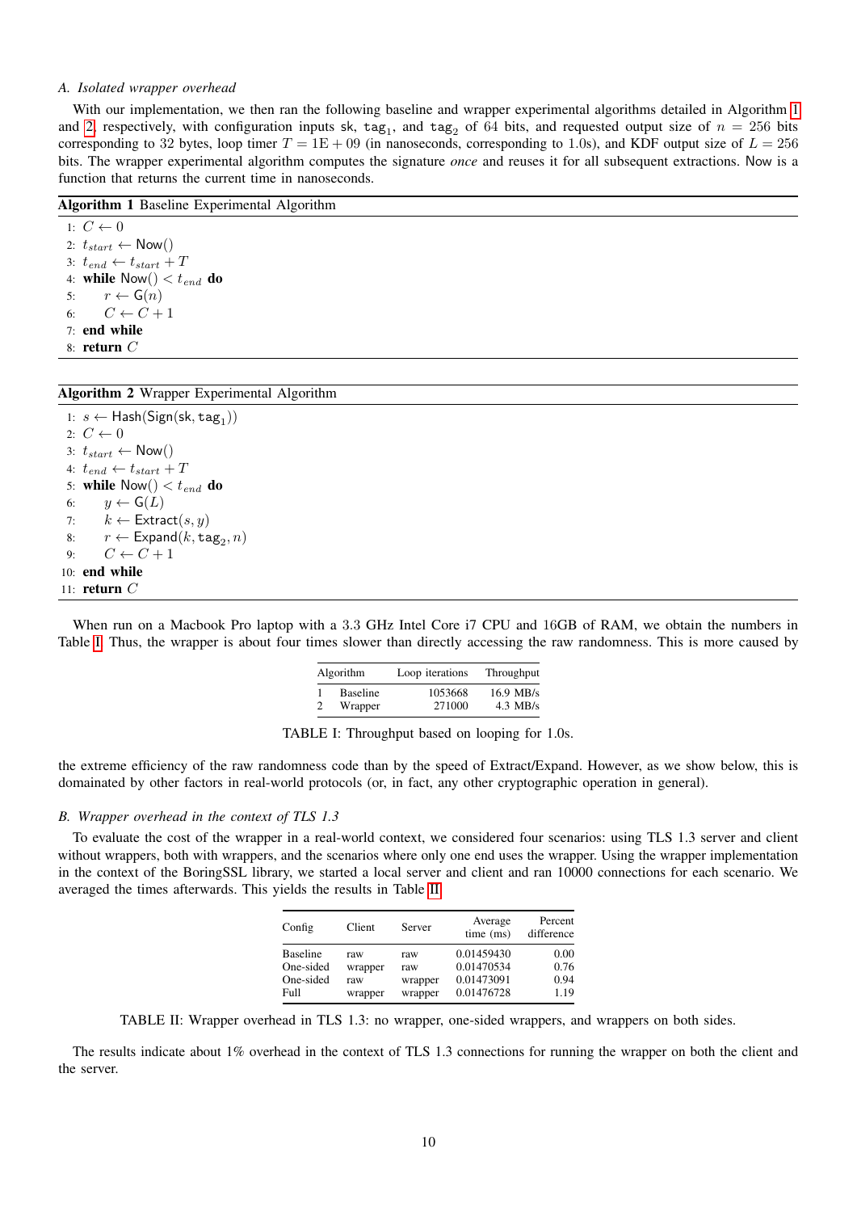### A. Isolated wrapper overhead

With our implementation, we then ran the following baseline and wrapper experimental algorithms detailed in Algorithm 1 and 2, respectively, with configuration inputs $\mathsf{sk}$, $\mathtt{tag}_1$, and $\mathtt{tag}_2$ of 64 bits, and requested output size of $n = 256$ bits corresponding to 32 bytes, loop timer $T = 1\text{E} + 09$ (in nanoseconds, corresponding to 1.0s), and KDF output size of $L = 256$ bits. The wrapper experimental algorithm computes the signature *once* and reuses it for all subsequent extractions. Now is a function that returns the current time in nanoseconds.

**Algorithm 1** Baseline Experimental Algorithm

```
1: C ← 0
2: t_start ← Now()
3: t_end ← t_start + T
4: while Now() < t_end do
5:     r ← G(n)
6:     C ← C + 1
7: end while
8: return C
```

**Algorithm 2** Wrapper Experimental Algorithm

```
1: s ← Hash(Sign(sk, tag_1))
2: C ← 0
3: t_start ← Now()
4: t_end ← t_start + T
5: while Now() < t_end do
6:     y ← G(L)
7:     k ← Extract(s, y)
8:     r ← Expand(k, tag_2, n)
9:     C ← C + 1
10: end while
11: return C
```

When run on a Macbook Pro laptop with a 3.3 GHz Intel Core i7 CPU and 16GB of RAM, we obtain the numbers in Table I. Thus, the wrapper is about four times slower than directly accessing the raw randomness. This is more caused by the extreme efficiency of the raw randomness code than by the speed of Extract/Expand. However, as we show below, this is domainated by other factors in real-world protocols (or, in fact, any other cryptographic operation in general).

| Algorithm | | Loop iterations | Throughput |
|---|---|---|---|
| 1 | Baseline | 1053668 | 16.9 MB/s |
| 2 | Wrapper | 271000 | 4.3 MB/s |

TABLE I: Throughput based on looping for 1.0s.

### B. Wrapper overhead in the context of TLS 1.3

To evaluate the cost of the wrapper in a real-world context, we considered four scenarios: using TLS 1.3 server and client without wrappers, both with wrappers, and the scenarios where only one end uses the wrapper. Using the wrapper implementation in the context of the BoringSSL library, we started a local server and client and ran 10000 connections for each scenario. We averaged the times afterwards. This yields the results in Table II.

| Config | Client | Server | Average time (ms) | Percent difference |
|---|---|---|---|---|
| Baseline | raw | raw | 0.01459430 | 0.00 |
| One-sided | wrapper | raw | 0.01470534 | 0.76 |
| One-sided | raw | wrapper | 0.01473091 | 0.94 |
| Full | wrapper | wrapper | 0.01476728 | 1.19 |

TABLE II: Wrapper overhead in TLS 1.3: no wrapper, one-sided wrappers, and wrappers on both sides.

The results indicate about 1% overhead in the context of TLS 1.3 connections for running the wrapper on both the client and the server.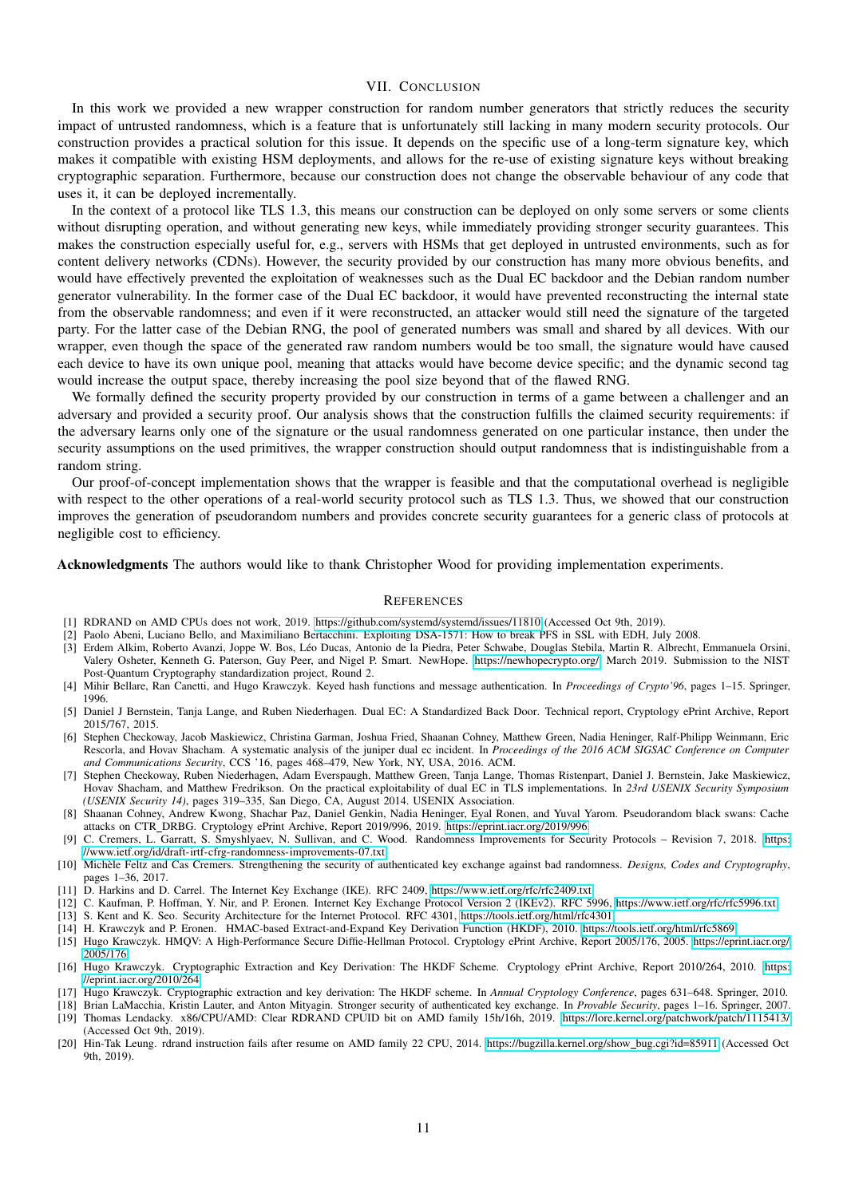## VII. Conclusion

In this work we provided a new wrapper construction for random number generators that strictly reduces the security impact of untrusted randomness, which is a feature that is unfortunately still lacking in many modern security protocols. Our construction provides a practical solution for this issue. It depends on the specific use of a long-term signature key, which makes it compatible with existing HSM deployments, and allows for the re-use of existing signature keys without breaking cryptographic separation. Furthermore, because our construction does not change the observable behaviour of any code that uses it, it can be deployed incrementally.

In the context of a protocol like TLS 1.3, this means our construction can be deployed on only some servers or some clients without disrupting operation, and without generating new keys, while immediately providing stronger security guarantees. This makes the construction especially useful for, e.g., servers with HSMs that get deployed in untrusted environments, such as for content delivery networks (CDNs). However, the security provided by our construction has many more obvious benefits, and would have effectively prevented the exploitation of weaknesses such as the Dual EC backdoor and the Debian random number generator vulnerability. In the former case of the Dual EC backdoor, it would have prevented reconstructing the internal state from the observable randomness; and even if it were reconstructed, an attacker would still need the signature of the targeted party. For the latter case of the Debian RNG, the pool of generated numbers was small and shared by all devices. With our wrapper, even though the space of the generated raw random numbers would be too small, the signature would have caused each device to have its own unique pool, meaning that attacks would have become device specific; and the dynamic second tag would increase the output space, thereby increasing the pool size beyond that of the flawed RNG.

We formally defined the security property provided by our construction in terms of a game between a challenger and an adversary and provided a security proof. Our analysis shows that the construction fulfills the claimed security requirements: if the adversary learns only one of the signature or the usual randomness generated on one particular instance, then under the security assumptions on the used primitives, the wrapper construction should output randomness that is indistinguishable from a random string.

Our proof-of-concept implementation shows that the wrapper is feasible and that the computational overhead is negligible with respect to the other operations of a real-world security protocol such as TLS 1.3. Thus, we showed that our construction improves the generation of pseudorandom numbers and provides concrete security guarantees for a generic class of protocols at negligible cost to efficiency.

**Acknowledgments** The authors would like to thank Christopher Wood for providing implementation experiments.

## References

[1] RDRAND on AMD CPUs does not work, 2019. https://github.com/systemd/systemd/issues/11810 (Accessed Oct 9th, 2019).

[2] Paolo Abeni, Luciano Bello, and Maximiliano Bertacchini. Exploiting DSA-1571: How to break PFS in SSL with EDH, July 2008.

[3] Erdem Alkim, Roberto Avanzi, Joppe W. Bos, Léo Ducas, Antonio de la Piedra, Peter Schwabe, Douglas Stebila, Martin R. Albrecht, Emmanuela Orsini, Valery Osheter, Kenneth G. Paterson, Guy Peer, and Nigel P. Smart. NewHope. https://newhopecrypto.org/, March 2019. Submission to the NIST Post-Quantum Cryptography standardization project, Round 2.

[4] Mihir Bellare, Ran Canetti, and Hugo Krawczyk. Keyed hash functions and message authentication. In *Proceedings of Crypto'96*, pages 1–15. Springer, 1996.

[5] Daniel J Bernstein, Tanja Lange, and Ruben Niederhagen. Dual EC: A Standardized Back Door. Technical report, Cryptology ePrint Archive, Report 2015/767, 2015.

[6] Stephen Checkoway, Jacob Maskiewicz, Christina Garman, Joshua Fried, Shaanan Cohney, Matthew Green, Nadia Heninger, Ralf-Philipp Weinmann, Eric Rescorla, and Hovav Shacham. A systematic analysis of the juniper dual ec incident. In *Proceedings of the 2016 ACM SIGSAC Conference on Computer and Communications Security*, CCS '16, pages 468–479, New York, NY, USA, 2016. ACM.

[7] Stephen Checkoway, Ruben Niederhagen, Adam Everspaugh, Matthew Green, Tanja Lange, Thomas Ristenpart, Daniel J. Bernstein, Jake Maskiewicz, Hovav Shacham, and Matthew Fredrikson. On the practical exploitability of dual EC in TLS implementations. In *23rd USENIX Security Symposium (USENIX Security 14)*, pages 319–335, San Diego, CA, August 2014. USENIX Association.

[8] Shaanan Cohney, Andrew Kwong, Shachar Paz, Daniel Genkin, Nadia Heninger, Eyal Ronen, and Yuval Yarom. Pseudorandom black swans: Cache attacks on CTR_DRBG. Cryptology ePrint Archive, Report 2019/996, 2019. https://eprint.iacr.org/2019/996.

[9] C. Cremers, L. Garratt, S. Smyshlyaev, N. Sullivan, and C. Wood. Randomness Improvements for Security Protocols – Revision 7, 2018. https://www.ietf.org/id/draft-irtf-cfrg-randomness-improvements-07.txt.

[10] Michèle Feltz and Cas Cremers. Strengthening the security of authenticated key exchange against bad randomness. *Designs, Codes and Cryptography*, pages 1–36, 2017.

[11] D. Harkins and D. Carrel. The Internet Key Exchange (IKE). RFC 2409, https://www.ietf.org/rfc/rfc2409.txt.

[12] C. Kaufman, P. Hoffman, Y. Nir, and P. Eronen. Internet Key Exchange Protocol Version 2 (IKEv2). RFC 5996, https://www.ietf.org/rfc/rfc5996.txt.

[13] S. Kent and K. Seo. Security Architecture for the Internet Protocol. RFC 4301, https://tools.ietf.org/html/rfc4301.

[14] H. Krawczyk and P. Eronen. HMAC-based Extract-and-Expand Key Derivation Function (HKDF), 2010. https://tools.ietf.org/html/rfc5869.

[15] Hugo Krawczyk. HMQV: A High-Performance Secure Diffie-Hellman Protocol. Cryptology ePrint Archive, Report 2005/176, 2005. https://eprint.iacr.org/2005/176.

[16] Hugo Krawczyk. Cryptographic Extraction and Key Derivation: The HKDF Scheme. Cryptology ePrint Archive, Report 2010/264, 2010. https://eprint.iacr.org/2010/264.

[17] Hugo Krawczyk. Cryptographic extraction and key derivation: The HKDF scheme. In *Annual Cryptology Conference*, pages 631–648. Springer, 2010.

[18] Brian LaMacchia, Kristin Lauter, and Anton Mityagin. Stronger security of authenticated key exchange. In *Provable Security*, pages 1–16. Springer, 2007.

[19] Thomas Lendacky. x86/CPU/AMD: Clear RDRAND CPUID bit on AMD family 15h/16h, 2019. https://lore.kernel.org/patchwork/patch/1115413/ (Accessed Oct 9th, 2019).

[20] Hin-Tak Leung. rdrand instruction fails after resume on AMD family 22 CPU, 2014. https://bugzilla.kernel.org/show_bug.cgi?id=85911 (Accessed Oct 9th, 2019).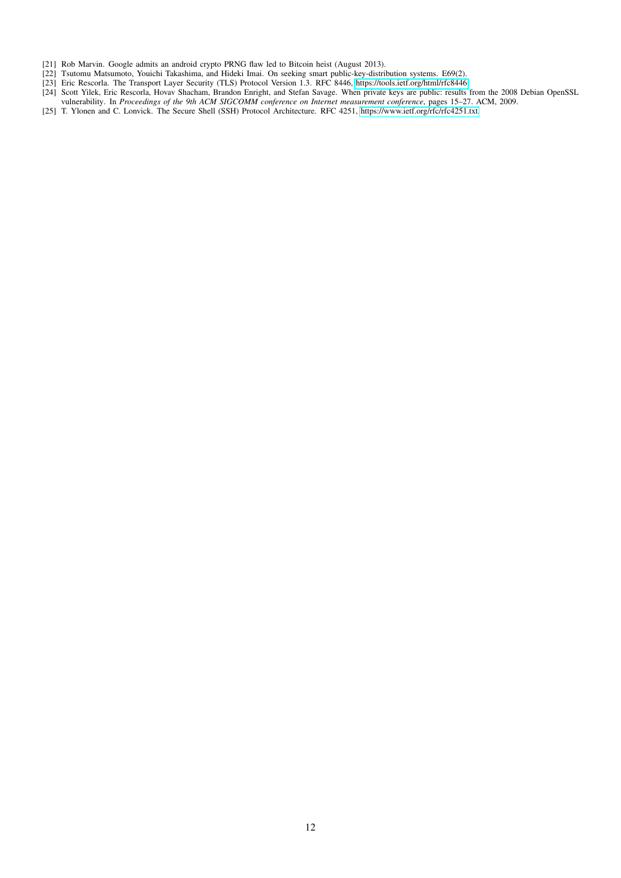[21] Rob Marvin. Google admits an android crypto PRNG flaw led to Bitcoin heist (August 2013).

[22] Tsutomu Matsumoto, Youichi Takashima, and Hideki Imai. On seeking smart public-key-distribution systems. E69(2).

[23] Eric Rescorla. The Transport Layer Security (TLS) Protocol Version 1.3. RFC 8446, https://tools.ietf.org/html/rfc8446.

[24] Scott Yilek, Eric Rescorla, Hovav Shacham, Brandon Enright, and Stefan Savage. When private keys are public: results from the 2008 Debian OpenSSL vulnerability. In *Proceedings of the 9th ACM SIGCOMM conference on Internet measurement conference*, pages 15–27. ACM, 2009.

[25] T. Ylonen and C. Lonvick. The Secure Shell (SSH) Protocol Architecture. RFC 4251, https://www.ietf.org/rfc/rfc4251.txt.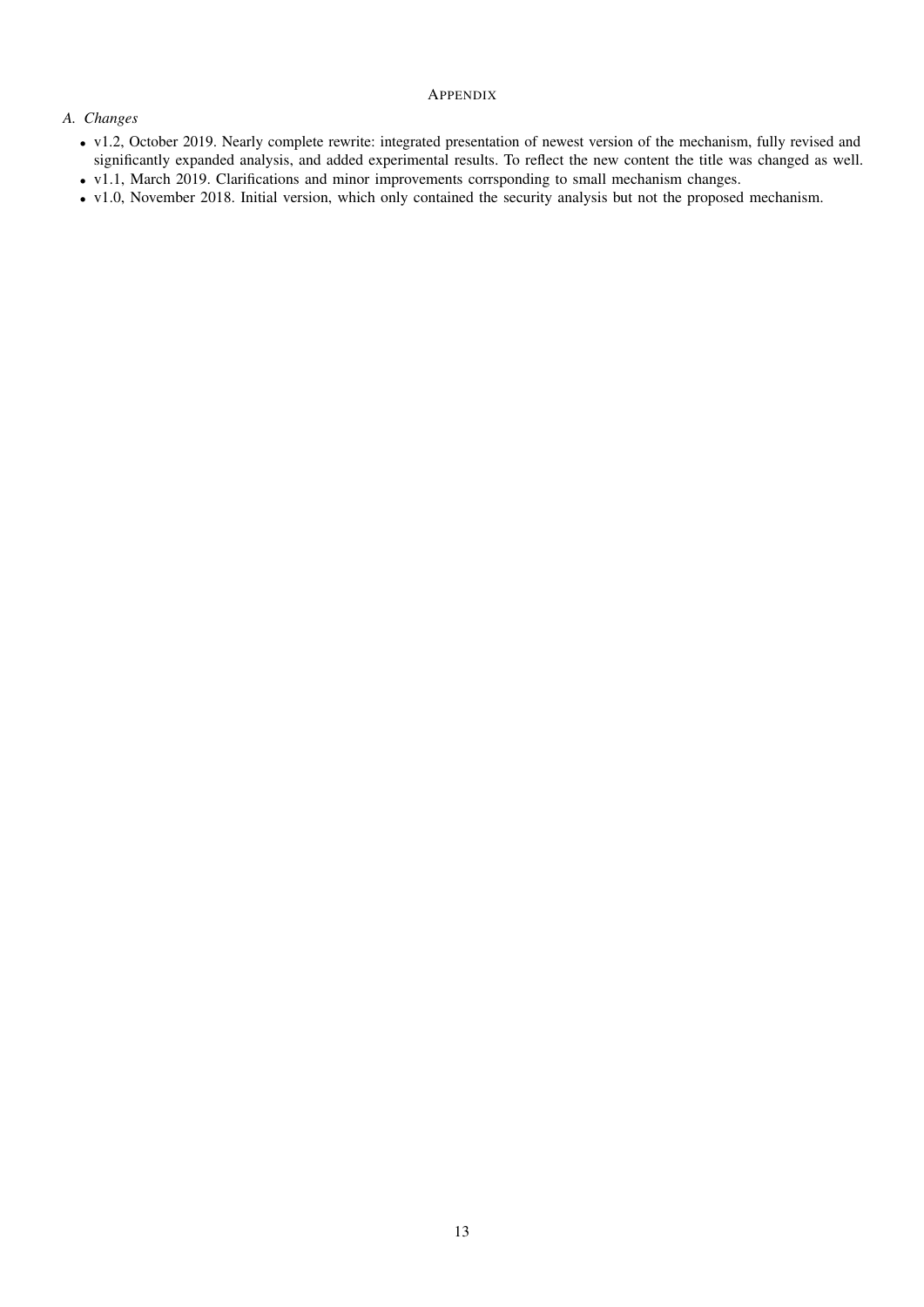# Appendix

## A. Changes

- v1.2, October 2019. Nearly complete rewrite: integrated presentation of newest version of the mechanism, fully revised and significantly expanded analysis, and added experimental results. To reflect the new content the title was changed as well.
- v1.1, March 2019. Clarifications and minor improvements corrsponding to small mechanism changes.
- v1.0, November 2018. Initial version, which only contained the security analysis but not the proposed mechanism.